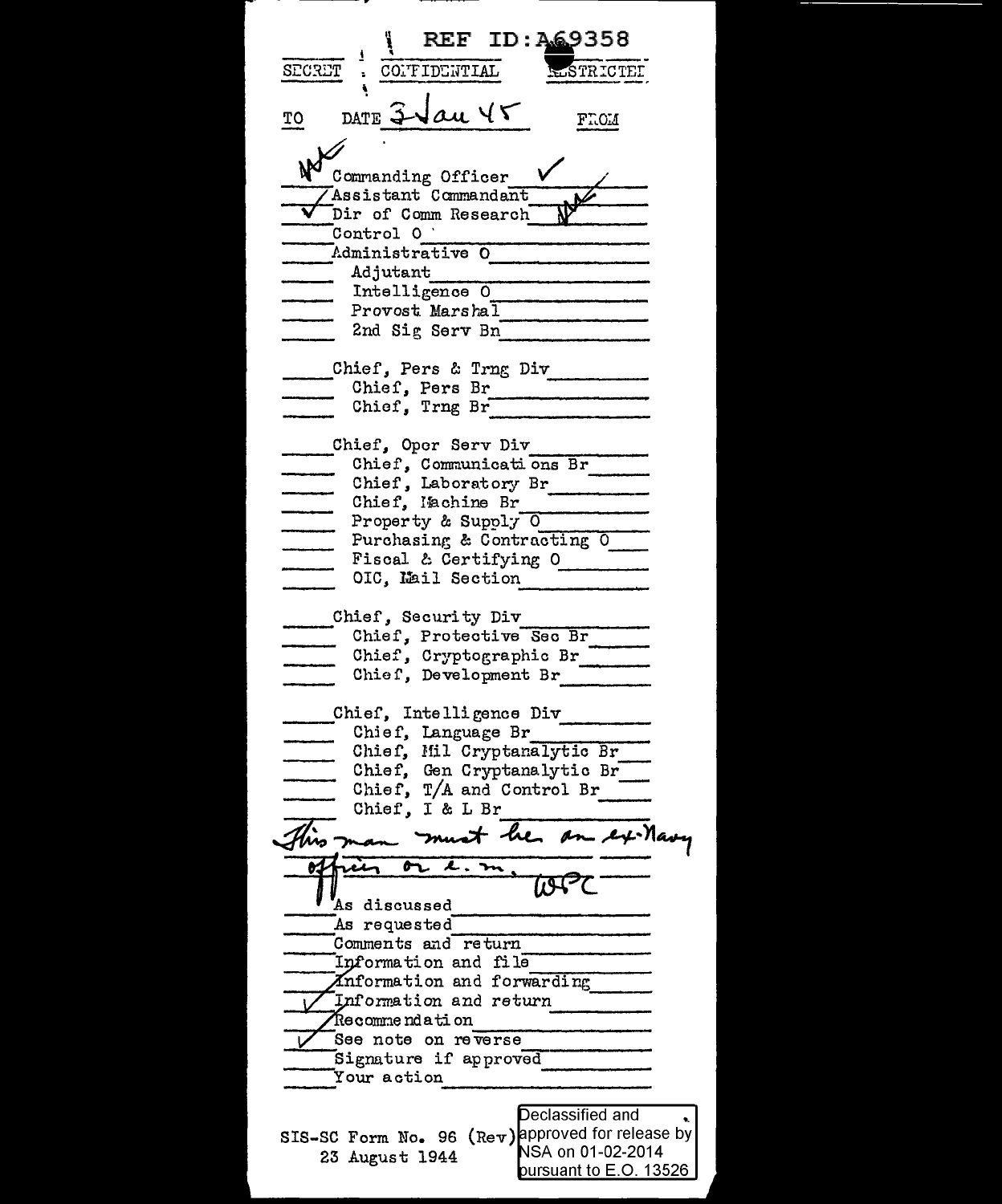REF ID:A69358

SECRET · CONFIDENTIAL · RESTRICTED

TO · DATE 3 Jan 45 · FROM

- WF Commanding Officer ✓
- ✓ Assistant Commandant WF
- ✓ Dir of Comm Research
- Control O
- Administrative O
  - Adjutant
  - Intelligence O
  - Provost Marshal
  - 2nd Sig Serv Bn
- Chief, Pers & Trng Div
  - Chief, Pers Br
  - Chief, Trng Br
- Chief, Oper Serv Div
  - Chief, Communications Br
  - Chief, Laboratory Br
  - Chief, Machine Br
  - Property & Supply O
  - Purchasing & Contracting O
  - Fiscal & Certifying O
  - OIC, Mail Section
- Chief, Security Div
  - Chief, Protective Sec Br
  - Chief, Cryptographic Br
  - Chief, Development Br
- Chief, Intelligence Div
  - Chief, Language Br
  - Chief, Mil Cryptanalytic Br
  - Chief, Gen Cryptanalytic Br
  - Chief, T/A and Control Br
  - Chief, I & L Br

This man must be an ex-Navy officer or e.m. WPC

- As discussed
- As requested
- Comments and return
- Information and file
- Information and forwarding
- ✓ Information and return
- Recommendation
- ✓ See note on reverse
- Signature if approved
- Your action

SIS-SC Form No. 96 (Rev)
23 August 1944

Declassified and approved for release by NSA on 01-02-2014 pursuant to E.O. 13526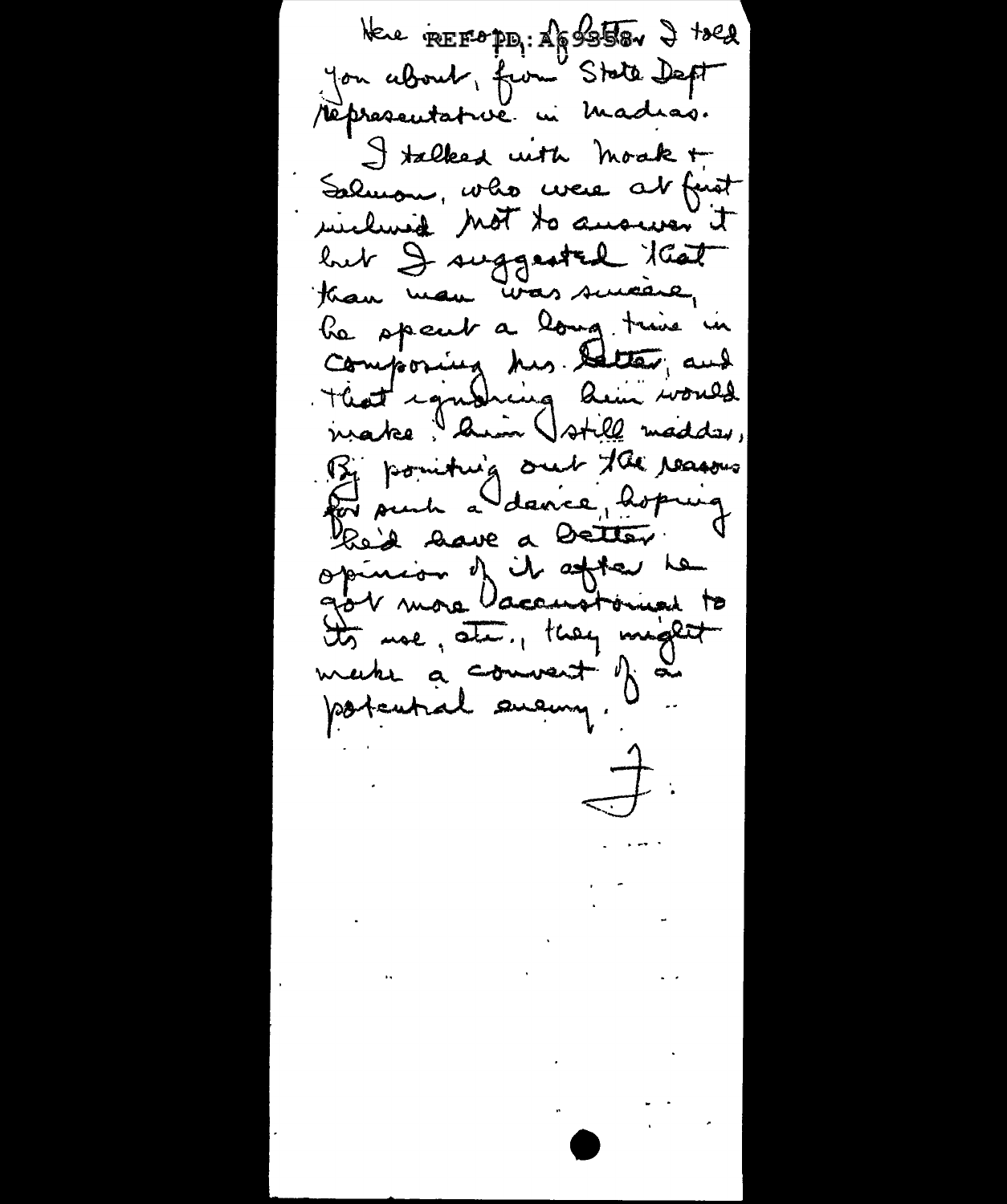Here REF0PD: A69358 letter I told you about, from State Dept representative in Madras.

I talked with Moak + Salmon, who were at first inclined not to answer it but I suggested that the man was sincere, he spent a long time in composing his letter, and that ignoring him would make him still madder. By pointing out the reasons for such a dance, hoping he'd have a better opinion of it after he got more accustomed to its use, etc., they might make a convert of a potential enemy.

J.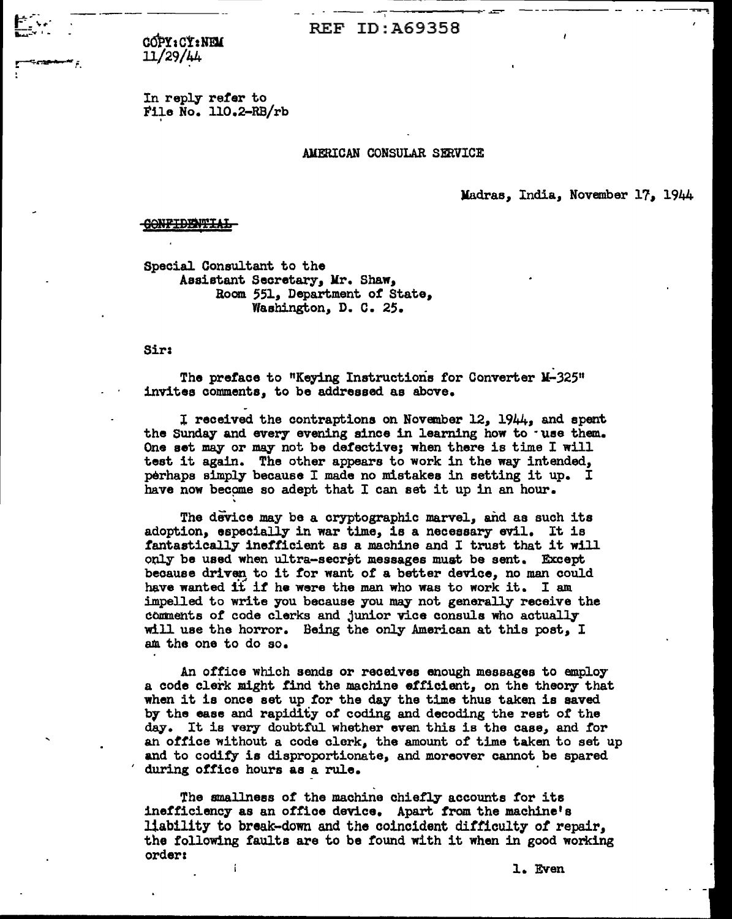REF ID:A69358

COPY:CY:NEM
11/29/44

In reply refer to
File No. 110.2-RB/rb

AMERICAN CONSULAR SERVICE

Madras, India, November 17, 1944

~~CONFIDENTIAL~~

Special Consultant to the
Assistant Secretary, Mr. Shaw,
Room 551, Department of State,
Washington, D. C. 25.

Sir:

The preface to "Keying Instructions for Converter M-325" invites comments, to be addressed as above.

I received the contraptions on November 12, 1944, and spent the Sunday and every evening since in learning how to use them. One set may or may not be defective; when there is time I will test it again. The other appears to work in the way intended, perhaps simply because I made no mistakes in setting it up. I have now become so adept that I can set it up in an hour.

The device may be a cryptographic marvel, and as such its adoption, especially in war time, is a necessary evil. It is fantastically inefficient as a machine and I trust that it will only be used when ultra-secret messages must be sent. Except because driven to it for want of a better device, no man could have wanted it if he were the man who was to work it. I am impelled to write you because you may not generally receive the comments of code clerks and junior vice consuls who actually will use the horror. Being the only American at this post, I am the one to do so.

An office which sends or receives enough messages to employ a code clerk might find the machine efficient, on the theory that when it is once set up for the day the time thus taken is saved by the ease and rapidity of coding and decoding the rest of the day. It is very doubtful whether even this is the case, and for an office without a code clerk, the amount of time taken to set up and to codify is disproportionate, and moreover cannot be spared during office hours as a rule.

The smallness of the machine chiefly accounts for its inefficiency as an office device. Apart from the machine's liability to break-down and the coincident difficulty of repair, the following faults are to be found with it when in good working order:

1. Even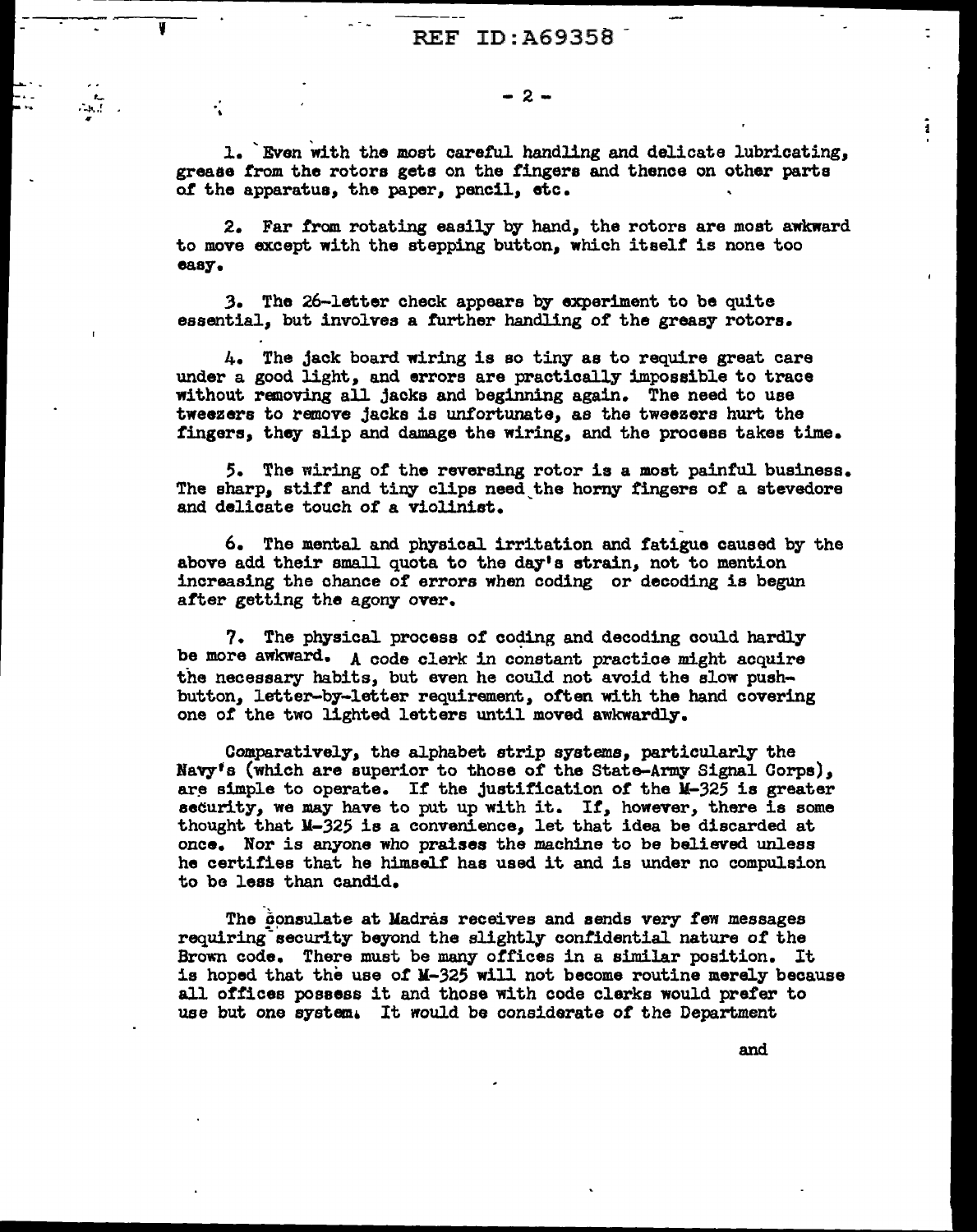1. Even with the most careful handling and delicate lubricating, grease from the rotors gets on the fingers and thence on other parts of the apparatus, the paper, pencil, etc.

2. Far from rotating easily by hand, the rotors are most awkward to move except with the stepping button, which itself is none too easy.

3. The 26-letter check appears by experiment to be quite essential, but involves a further handling of the greasy rotors.

4. The jack board wiring is so tiny as to require great care under a good light, and errors are practically impossible to trace without removing all jacks and beginning again. The need to use tweezers to remove jacks is unfortunate, as the tweezers hurt the fingers, they slip and damage the wiring, and the process takes time.

5. The wiring of the reversing rotor is a most painful business. The sharp, stiff and tiny clips need the horny fingers of a stevedore and delicate touch of a violinist.

6. The mental and physical irritation and fatigue caused by the above add their small quota to the day's strain, not to mention increasing the chance of errors when coding or decoding is begun after getting the agony over.

7. The physical process of coding and decoding could hardly be more awkward. A code clerk in constant practice might acquire the necessary habits, but even he could not avoid the slow push-button, letter-by-letter requirement, often with the hand covering one of the two lighted letters until moved awkwardly.

Comparatively, the alphabet strip systems, particularly the Navy's (which are superior to those of the State-Army Signal Corps), are simple to operate. If the justification of the M-325 is greater security, we may have to put up with it. If, however, there is some thought that M-325 is a convenience, let that idea be discarded at once. Nor is anyone who praises the machine to be believed unless he certifies that he himself has used it and is under no compulsion to be less than candid.

The Consulate at Madras receives and sends very few messages requiring security beyond the slightly confidential nature of the Brown code. There must be many offices in a similar position. It is hoped that the use of M-325 will not become routine merely because all offices possess it and those with code clerks would prefer to use but one system. It would be considerate of the Department

and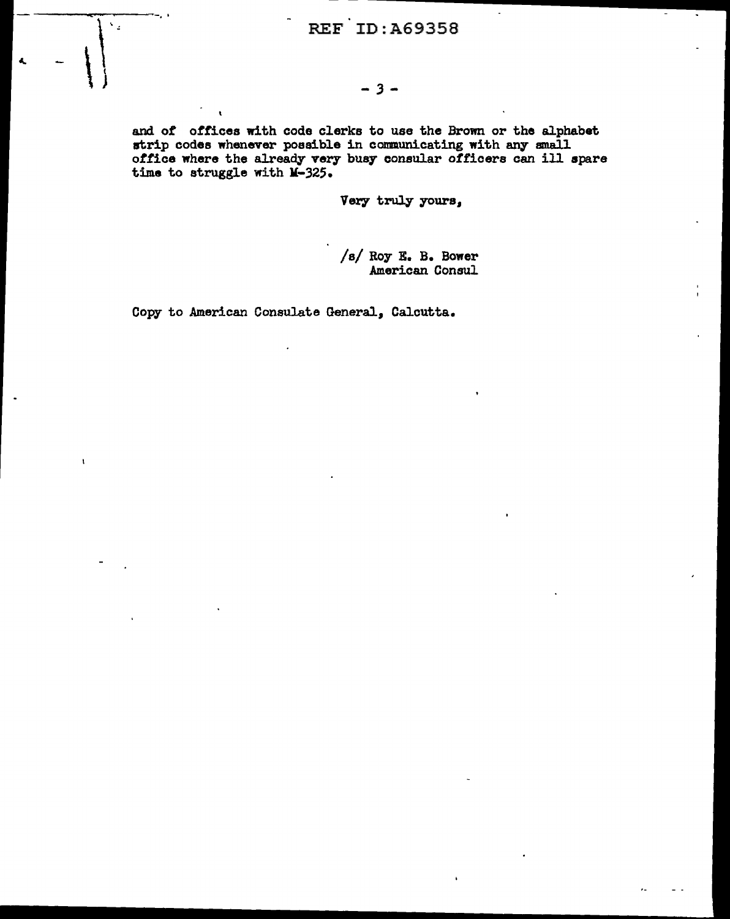and of offices with code clerks to use the Brown or the alphabet strip codes whenever possible in communicating with any small office where the already very busy consular officers can ill spare time to struggle with M-325.

Very truly yours,

/s/ Roy E. B. Bower
American Consul

Copy to American Consulate General, Calcutta.